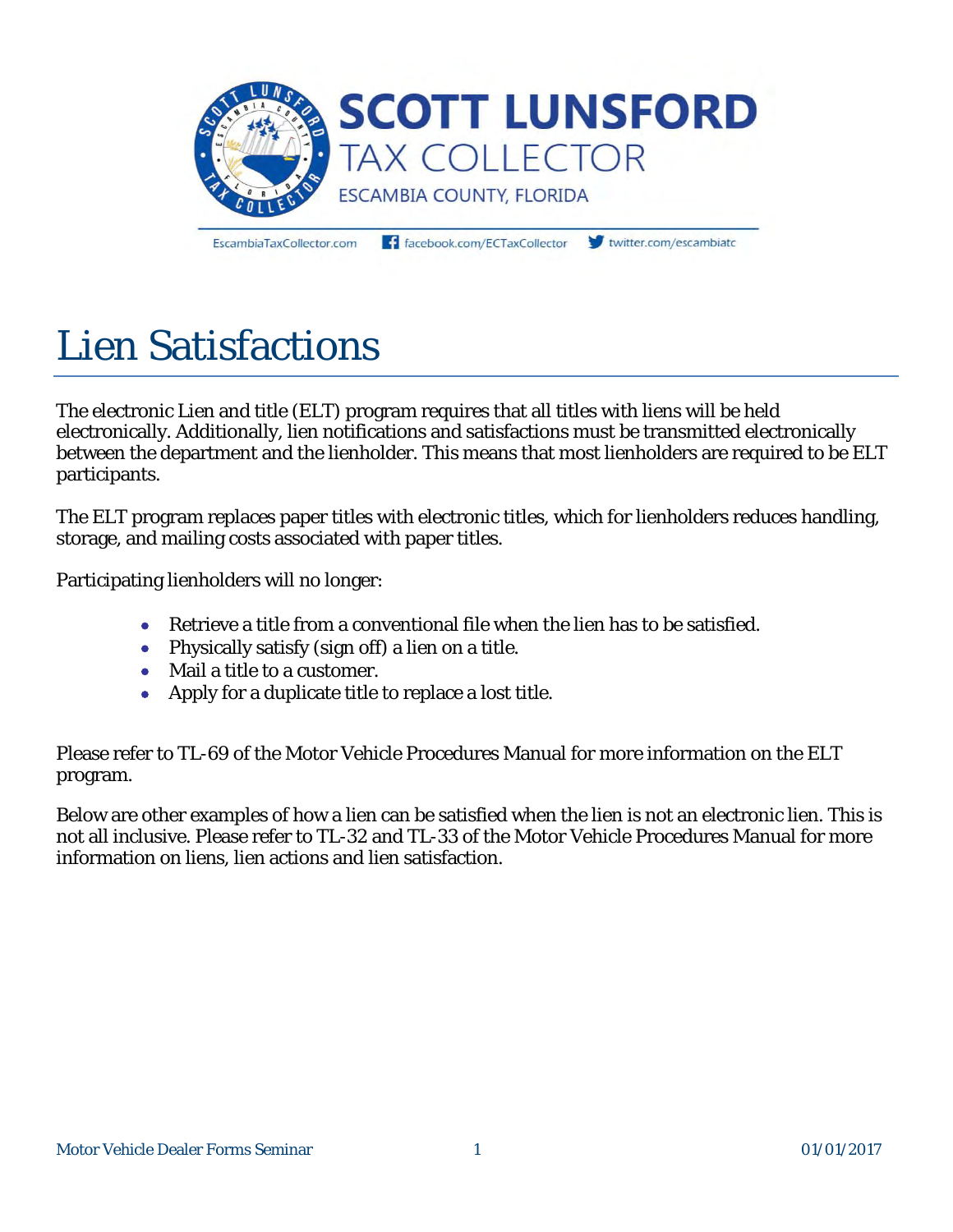# SCOTT LUNSFORD

TAX COLLECTOR

ESCAMBIA COUNTY, FLORIDA

EscambiaTaxCollector.com facebook.com/ECTaxCollector twitter.com/escambiatc

# Lien Satisfactions

The electronic Lien and title (ELT) program requires that all titles with liens will be held electronically. Additionally, lien notifications and satisfactions must be transmitted electronically between the department and the lienholder. This means that most lienholders are required to be ELT participants.

The ELT program replaces paper titles with electronic titles, which for lienholders reduces handling, storage, and mailing costs associated with paper titles.

Participating lienholders will no longer:

- Retrieve a title from a conventional file when the lien has to be satisfied.
- Physically satisfy (sign off) a lien on a title.
- Mail a title to a customer.
- Apply for a duplicate title to replace a lost title.

Please refer to TL-69 of the Motor Vehicle Procedures Manual for more information on the ELT program.

Below are other examples of how a lien can be satisfied when the lien is not an electronic lien. This is not all inclusive. Please refer to TL-32 and TL-33 of the Motor Vehicle Procedures Manual for more information on liens, lien actions and lien satisfaction.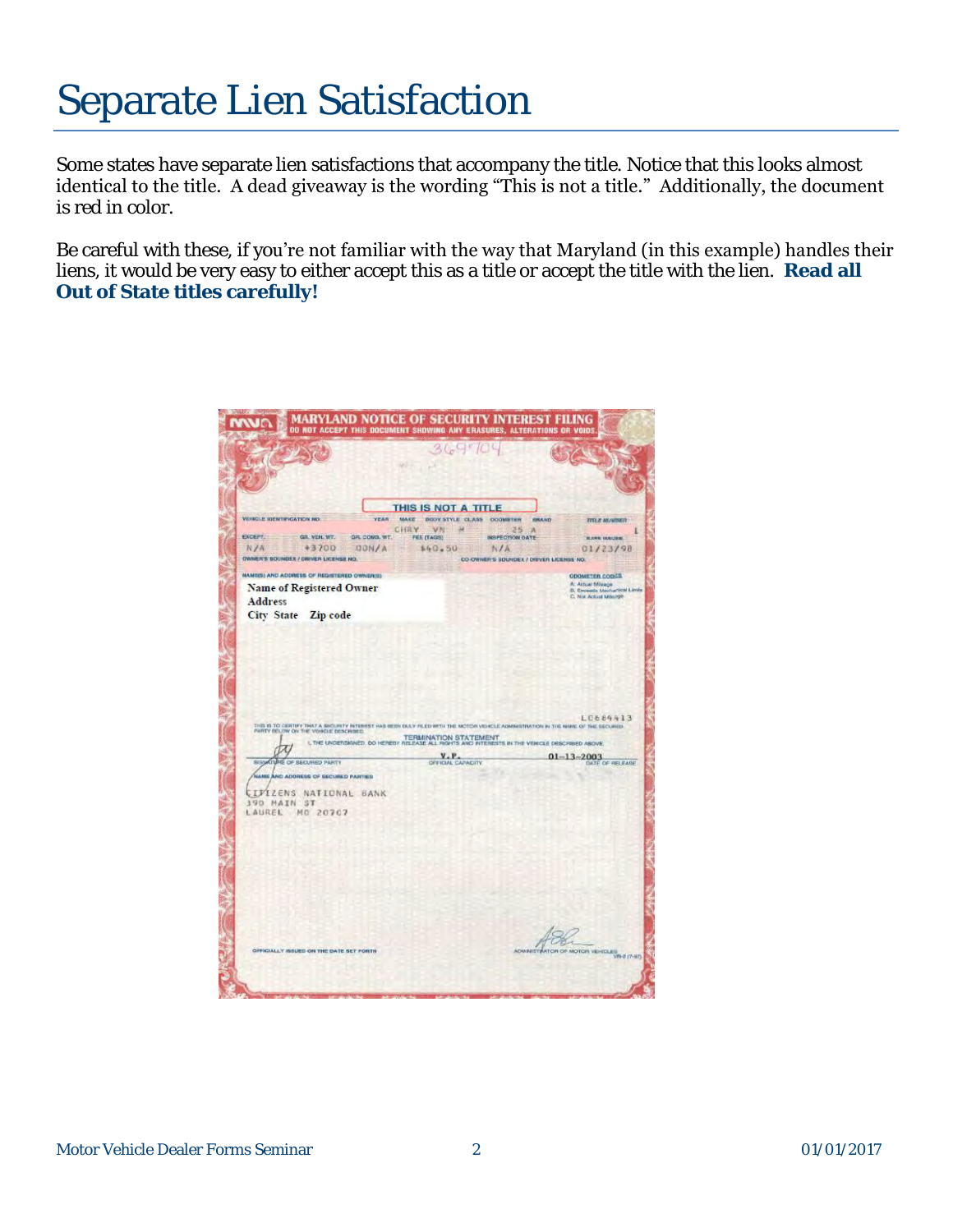# Separate Lien Satisfaction

Some states have separate lien satisfactions that accompany the title. Notice that this looks almost identical to the title. A dead giveaway is the wording "This is not a title." Additionally, the document is red in color.

Be careful with these, if you're not familiar with the way that Maryland (in this example) handles their liens, it would be very easy to either accept this as a title or accept the title with the lien. **Read all Out of State titles carefully!**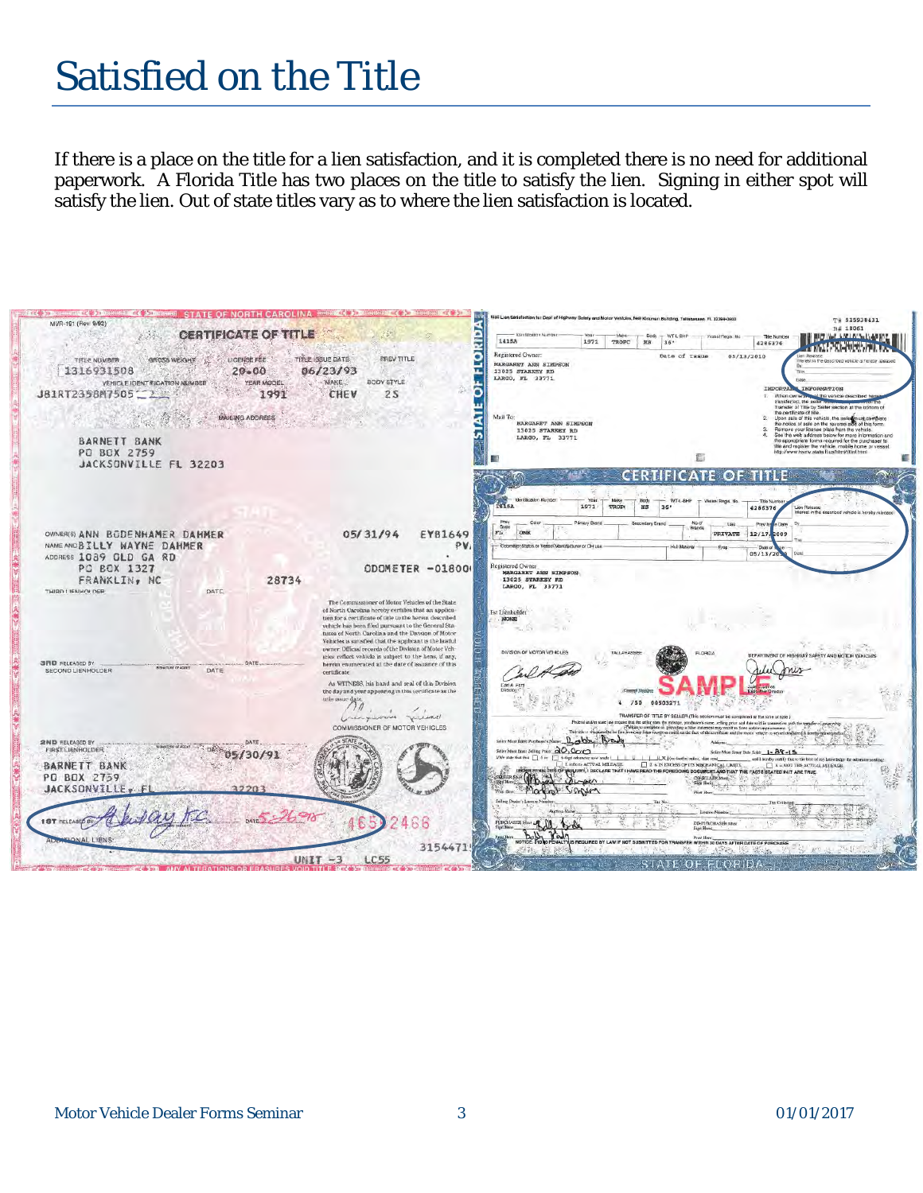# Satisfied on the Title

If there is a place on the title for a lien satisfaction, and it is completed there is no need for additional paperwork. A Florida Title has two places on the title to satisfy the lien. Signing in either spot will satisfy the lien. Out of state titles vary as to where the lien satisfaction is located.